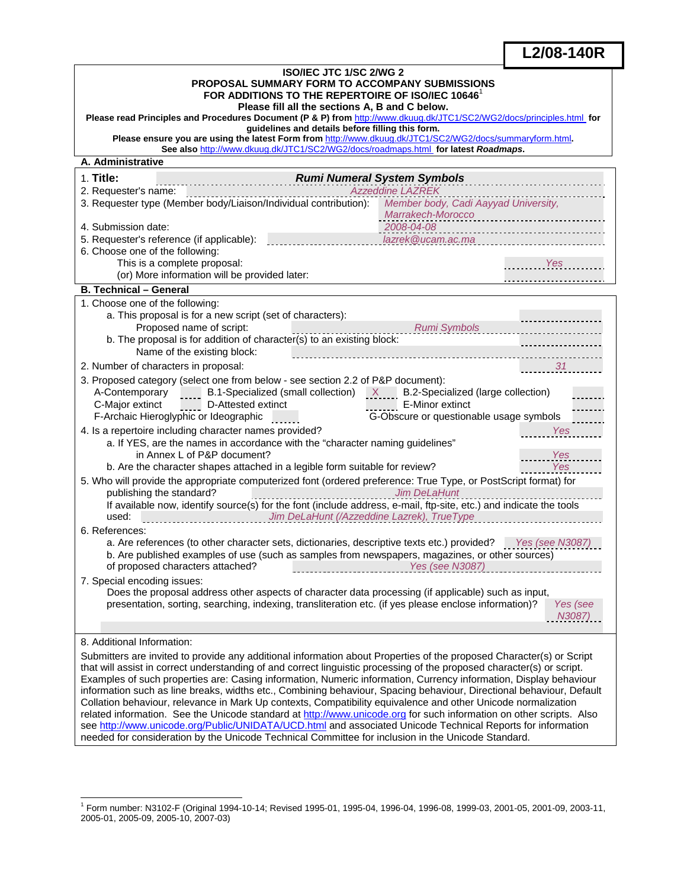**L2/08-140R**

**ISO/IEC JTC 1/SC 2/WG 2**
**PROPOSAL SUMMARY FORM TO ACCOMPANY SUBMISSIONS**
**FOR ADDITIONS TO THE REPERTOIRE OF ISO/IEC 10646**[1]
**Please fill all the sections A, B and C below.**

**Please read Principles and Procedures Document (P & P) from** http://www.dkuug.dk/JTC1/SC2/WG2/docs/principles.html **for guidelines and details before filling this form.**

**Please ensure you are using the latest Form from** http://www.dkuug.dk/JTC1/SC2/WG2/docs/summaryform.html**.**

**See also** http://www.dkuug.dk/JTC1/SC2/WG2/docs/roadmaps.html **for latest *Roadmaps*.**

## A. Administrative

1. **Title:** ***Rumi Numeral System Symbols***
2. Requester's name: *Azzeddine LAZREK*
3. Requester type (Member body/Liaison/Individual contribution): *Member body, Cadi Aayyad University, Marrakech-Morocco*
4. Submission date: *2008-04-08*
5. Requester's reference (if applicable): *lazrek@ucam.ac.ma*
6. Choose one of the following:
   - This is a complete proposal: *Yes*
   - (or) More information will be provided later:

## B. Technical – General

1. Choose one of the following:
   a. This proposal is for a new script (set of characters):
      Proposed name of script: *Rumi Symbols*
   b. The proposal is for addition of character(s) to an existing block:
      Name of the existing block:
2. Number of characters in proposal: *31*
3. Proposed category (select one from below - see section 2.2 of P&P document):
   - A-Contemporary
   - B.1-Specialized (small collection) *X*
   - B.2-Specialized (large collection)
   - C-Major extinct
   - D-Attested extinct
   - E-Minor extinct
   - F-Archaic Hieroglyphic or Ideographic
   - G-Obscure or questionable usage symbols
4. Is a repertoire including character names provided? *Yes*
   a. If YES, are the names in accordance with the "character naming guidelines" in Annex L of P&P document? *Yes*
   b. Are the character shapes attached in a legible form suitable for review? *Yes*
5. Who will provide the appropriate computerized font (ordered preference: True Type, or PostScript format) for publishing the standard? *Jim DeLaHunt*
   If available now, identify source(s) for the font (include address, e-mail, ftp-site, etc.) and indicate the tools used: *Jim DeLaHunt (/Azzeddine Lazrek), TrueType*
6. References:
   a. Are references (to other character sets, dictionaries, descriptive texts etc.) provided? *Yes (see N3087)*
   b. Are published examples of use (such as samples from newspapers, magazines, or other sources) of proposed characters attached? *Yes (see N3087)*
7. Special encoding issues:
   Does the proposal address other aspects of character data processing (if applicable) such as input, presentation, sorting, searching, indexing, transliteration etc. (if yes please enclose information)? *Yes (see N3087)*

8. Additional Information:

Submitters are invited to provide any additional information about Properties of the proposed Character(s) or Script that will assist in correct understanding of and correct linguistic processing of the proposed character(s) or script. Examples of such properties are: Casing information, Numeric information, Currency information, Display behaviour information such as line breaks, widths etc., Combining behaviour, Spacing behaviour, Directional behaviour, Default Collation behaviour, relevance in Mark Up contexts, Compatibility equivalence and other Unicode normalization related information. See the Unicode standard at http://www.unicode.org for such information on other scripts. Also see http://www.unicode.org/Public/UNIDATA/UCD.html and associated Unicode Technical Reports for information needed for consideration by the Unicode Technical Committee for inclusion in the Unicode Standard.

---

[1] Form number: N3102-F (Original 1994-10-14; Revised 1995-01, 1995-04, 1996-04, 1996-08, 1999-03, 2001-05, 2001-09, 2003-11, 2005-01, 2005-09, 2005-10, 2007-03)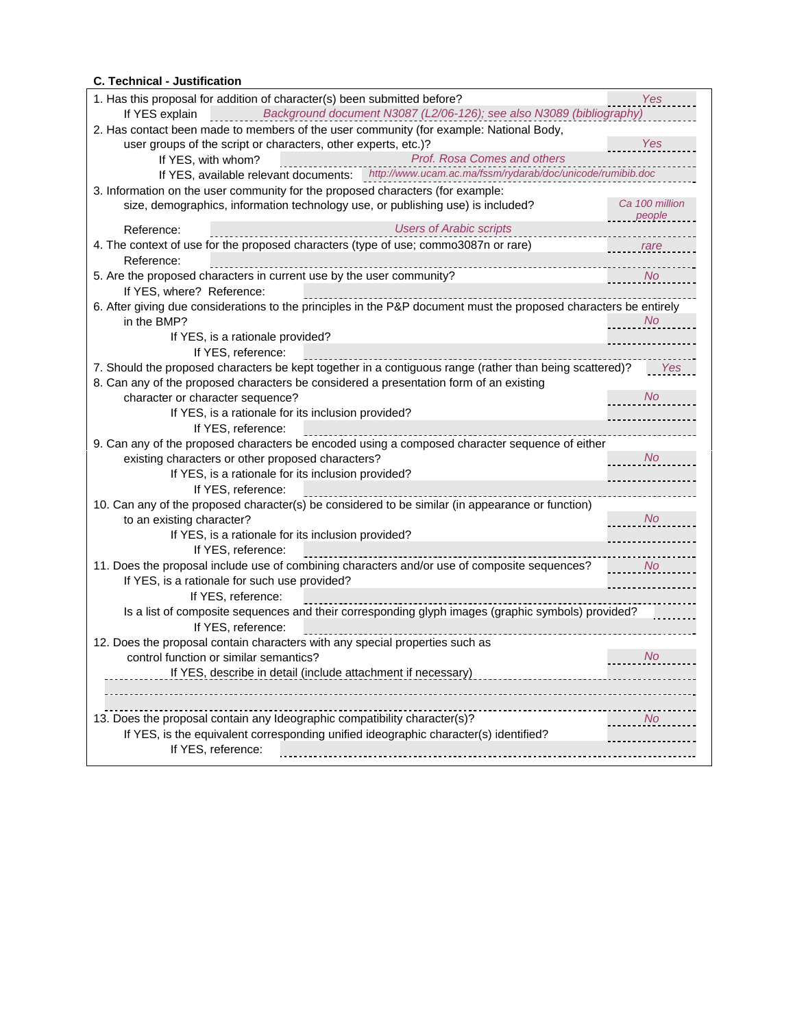**C. Technical - Justification**

1. Has this proposal for addition of character(s) been submitted before? *Yes*
   If YES explain *Background document N3087 (L2/06-126); see also N3089 (bibliography)*
2. Has contact been made to members of the user community (for example: National Body, user groups of the script or characters, other experts, etc.)? *Yes*
   If YES, with whom? *Prof. Rosa Comes and others*
   If YES, available relevant documents: *http://www.ucam.ac.ma/fssm/rydarab/doc/unicode/rumibib.doc*
3. Information on the user community for the proposed characters (for example: size, demographics, information technology use, or publishing use) is included? *Ca 100 million people*
   Reference: *Users of Arabic scripts*
4. The context of use for the proposed characters (type of use; commo3087n or rare) *rare*
   Reference:
5. Are the proposed characters in current use by the user community? *No*
   If YES, where? Reference:
6. After giving due considerations to the principles in the P&P document must the proposed characters be entirely in the BMP? *No*
   If YES, is a rationale provided?
   If YES, reference:
7. Should the proposed characters be kept together in a contiguous range (rather than being scattered)? *Yes*
8. Can any of the proposed characters be considered a presentation form of an existing character or character sequence? *No*
   If YES, is a rationale for its inclusion provided?
   If YES, reference:
9. Can any of the proposed characters be encoded using a composed character sequence of either existing characters or other proposed characters? *No*
   If YES, is a rationale for its inclusion provided?
   If YES, reference:
10. Can any of the proposed character(s) be considered to be similar (in appearance or function) to an existing character? *No*
    If YES, is a rationale for its inclusion provided?
    If YES, reference:
11. Does the proposal include use of combining characters and/or use of composite sequences? *No*
    If YES, is a rationale for such use provided?
    If YES, reference:
    Is a list of composite sequences and their corresponding glyph images (graphic symbols) provided?
    If YES, reference:
12. Does the proposal contain characters with any special properties such as control function or similar semantics? *No*
    If YES, describe in detail (include attachment if necessary)
13. Does the proposal contain any Ideographic compatibility character(s)? *No*
    If YES, is the equivalent corresponding unified ideographic character(s) identified?
    If YES, reference: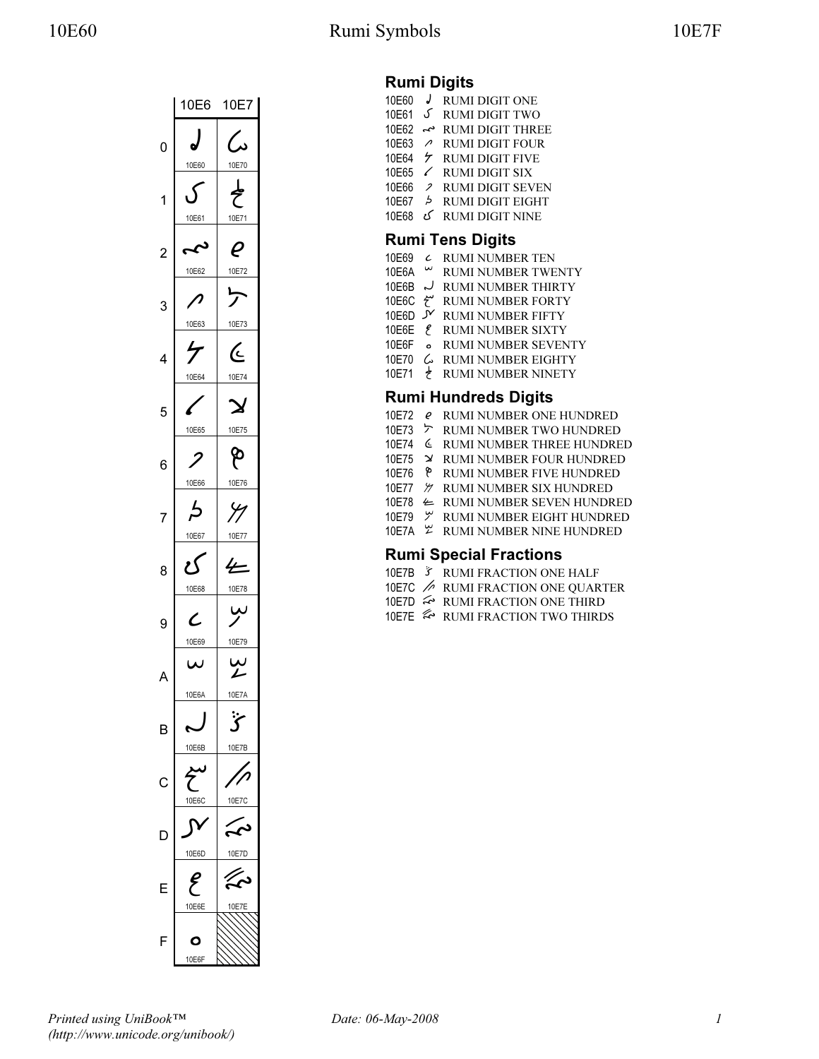## Rumi Digits

10E60 𐹠 RUMI DIGIT ONE
10E61 𐹡 RUMI DIGIT TWO
10E62 𐹢 RUMI DIGIT THREE
10E63 𐹣 RUMI DIGIT FOUR
10E64 𐹤 RUMI DIGIT FIVE
10E65 𐹥 RUMI DIGIT SIX
10E66 𐹦 RUMI DIGIT SEVEN
10E67 𐹧 RUMI DIGIT EIGHT
10E68 𐹨 RUMI DIGIT NINE

## Rumi Tens Digits

10E69 𐹩 RUMI NUMBER TEN
10E6A 𐹪 RUMI NUMBER TWENTY
10E6B 𐹫 RUMI NUMBER THIRTY
10E6C 𐹬 RUMI NUMBER FORTY
10E6D 𐹭 RUMI NUMBER FIFTY
10E6E 𐹮 RUMI NUMBER SIXTY
10E6F 𐹯 RUMI NUMBER SEVENTY
10E70 𐹰 RUMI NUMBER EIGHTY
10E71 𐹱 RUMI NUMBER NINETY

## Rumi Hundreds Digits

10E72 𐹲 RUMI NUMBER ONE HUNDRED
10E73 𐹳 RUMI NUMBER TWO HUNDRED
10E74 𐹴 RUMI NUMBER THREE HUNDRED
10E75 𐹵 RUMI NUMBER FOUR HUNDRED
10E76 𐹶 RUMI NUMBER FIVE HUNDRED
10E77 𐹷 RUMI NUMBER SIX HUNDRED
10E78 𐹸 RUMI NUMBER SEVEN HUNDRED
10E79 𐹹 RUMI NUMBER EIGHT HUNDRED
10E7A 𐹺 RUMI NUMBER NINE HUNDRED

## Rumi Special Fractions

10E7B 𐹻 RUMI FRACTION ONE HALF
10E7C 𐹼 RUMI FRACTION ONE QUARTER
10E7D 𐹽 RUMI FRACTION ONE THIRD
10E7E 𐹾 RUMI FRACTION TWO THIRDS

Printed using UniBook™
(http://www.unicode.org/unibook/)

Date: 06-May-2008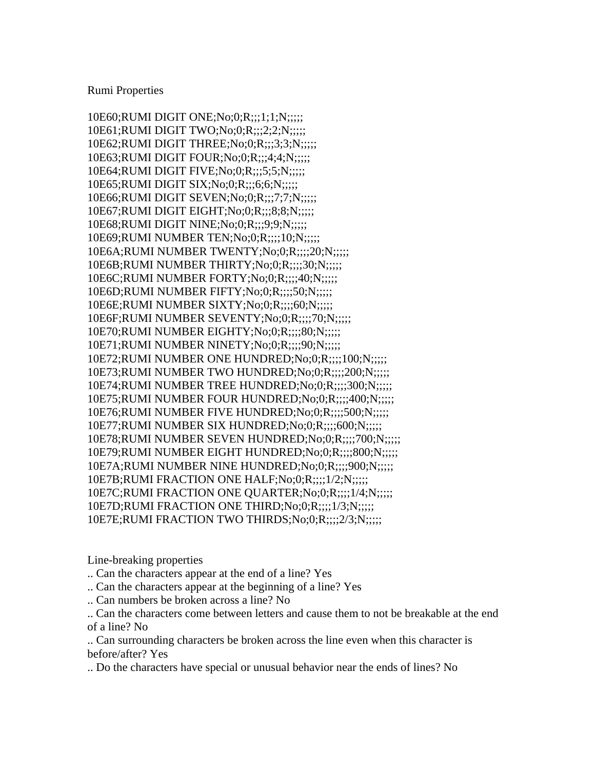Rumi Properties

10E60;RUMI DIGIT ONE;No;0;R;;;1;1;N;;;;;
10E61;RUMI DIGIT TWO;No;0;R;;;2;2;N;;;;;
10E62;RUMI DIGIT THREE;No;0;R;;;3;3;N;;;;;
10E63;RUMI DIGIT FOUR;No;0;R;;;4;4;N;;;;;
10E64;RUMI DIGIT FIVE;No;0;R;;;5;5;N;;;;;
10E65;RUMI DIGIT SIX;No;0;R;;;6;6;N;;;;;
10E66;RUMI DIGIT SEVEN;No;0;R;;;7;7;N;;;;;
10E67;RUMI DIGIT EIGHT;No;0;R;;;8;8;N;;;;;
10E68;RUMI DIGIT NINE;No;0;R;;;9;9;N;;;;;
10E69;RUMI NUMBER TEN;No;0;R;;;;10;N;;;;;
10E6A;RUMI NUMBER TWENTY;No;0;R;;;;20;N;;;;;
10E6B;RUMI NUMBER THIRTY;No;0;R;;;;30;N;;;;;
10E6C;RUMI NUMBER FORTY;No;0;R;;;;40;N;;;;;
10E6D;RUMI NUMBER FIFTY;No;0;R;;;;50;N;;;;;
10E6E;RUMI NUMBER SIXTY;No;0;R;;;;60;N;;;;;
10E6F;RUMI NUMBER SEVENTY;No;0;R;;;;70;N;;;;;
10E70;RUMI NUMBER EIGHTY;No;0;R;;;;80;N;;;;;
10E71;RUMI NUMBER NINETY;No;0;R;;;;90;N;;;;;
10E72;RUMI NUMBER ONE HUNDRED;No;0;R;;;;100;N;;;;;
10E73;RUMI NUMBER TWO HUNDRED;No;0;R;;;;200;N;;;;;
10E74;RUMI NUMBER TREE HUNDRED;No;0;R;;;;300;N;;;;;
10E75;RUMI NUMBER FOUR HUNDRED;No;0;R;;;;400;N;;;;;
10E76;RUMI NUMBER FIVE HUNDRED;No;0;R;;;;500;N;;;;;
10E77;RUMI NUMBER SIX HUNDRED;No;0;R;;;;600;N;;;;;
10E78;RUMI NUMBER SEVEN HUNDRED;No;0;R;;;;700;N;;;;;
10E79;RUMI NUMBER EIGHT HUNDRED;No;0;R;;;;800;N;;;;;
10E7A;RUMI NUMBER NINE HUNDRED;No;0;R;;;;900;N;;;;;
10E7B;RUMI FRACTION ONE HALF;No;0;R;;;;1/2;N;;;;;
10E7C;RUMI FRACTION ONE QUARTER;No;0;R;;;;1/4;N;;;;;
10E7D;RUMI FRACTION ONE THIRD;No;0;R;;;;1/3;N;;;;;
10E7E;RUMI FRACTION TWO THIRDS;No;0;R;;;;2/3;N;;;;;

Line-breaking properties

.. Can the characters appear at the end of a line? Yes

.. Can the characters appear at the beginning of a line? Yes

.. Can numbers be broken across a line? No

.. Can the characters come between letters and cause them to not be breakable at the end of a line? No

.. Can surrounding characters be broken across the line even when this character is before/after? Yes

.. Do the characters have special or unusual behavior near the ends of lines? No